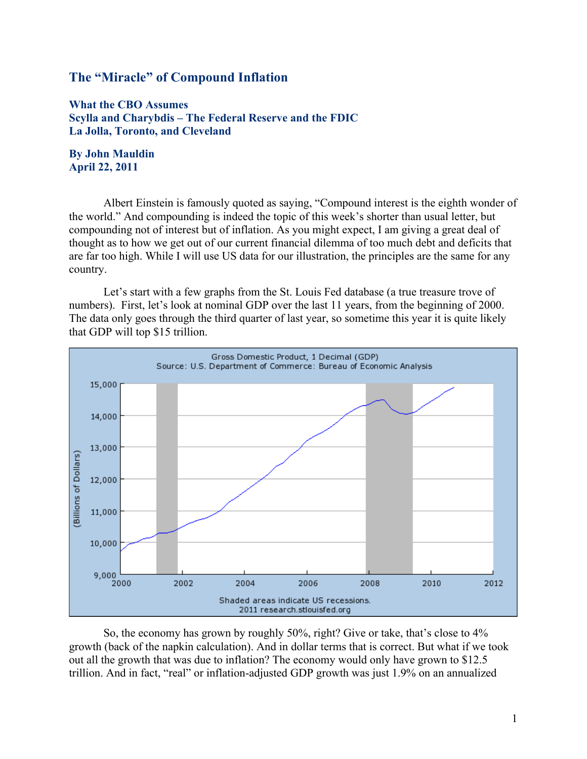# The "Miracle" of Compound Inflation

### What the CBO Assumes
### Scylla and Charybdis – The Federal Reserve and the FDIC
### La Jolla, Toronto, and Cleveland

**By John Mauldin**
**April 22, 2011**

Albert Einstein is famously quoted as saying, "Compound interest is the eighth wonder of the world." And compounding is indeed the topic of this week's shorter than usual letter, but compounding not of interest but of inflation. As you might expect, I am giving a great deal of thought as to how we get out of our current financial dilemma of too much debt and deficits that are far too high. While I will use US data for our illustration, the principles are the same for any country.

Let's start with a few graphs from the St. Louis Fed database (a true treasure trove of numbers). First, let's look at nominal GDP over the last 11 years, from the beginning of 2000. The data only goes through the third quarter of last year, so sometime this year it is quite likely that GDP will top $15 trillion.

So, the economy has grown by roughly 50%, right? Give or take, that's close to 4% growth (back of the napkin calculation). And in dollar terms that is correct. But what if we took out all the growth that was due to inflation? The economy would only have grown to $12.5 trillion. And in fact, "real" or inflation-adjusted GDP growth was just 1.9% on an annualized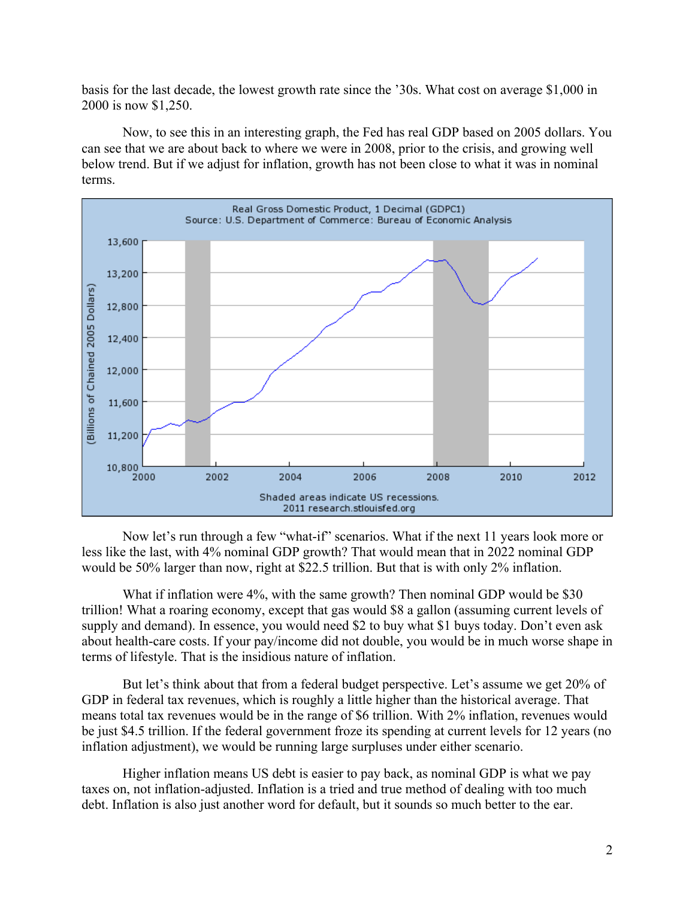basis for the last decade, the lowest growth rate since the '30s. What cost on average $1,000 in 2000 is now $1,250.

Now, to see this in an interesting graph, the Fed has real GDP based on 2005 dollars. You can see that we are about back to where we were in 2008, prior to the crisis, and growing well below trend. But if we adjust for inflation, growth has not been close to what it was in nominal terms.

Real Gross Domestic Product, 1 Decimal (GDPC1)
Source: U.S. Department of Commerce: Bureau of Economic Analysis

Shaded areas indicate US recessions.
2011 research.stlouisfed.org

Now let's run through a few "what-if" scenarios. What if the next 11 years look more or less like the last, with 4% nominal GDP growth? That would mean that in 2022 nominal GDP would be 50% larger than now, right at $22.5 trillion. But that is with only 2% inflation.

What if inflation were 4%, with the same growth? Then nominal GDP would be $30 trillion! What a roaring economy, except that gas would $8 a gallon (assuming current levels of supply and demand). In essence, you would need $2 to buy what $1 buys today. Don't even ask about health-care costs. If your pay/income did not double, you would be in much worse shape in terms of lifestyle. That is the insidious nature of inflation.

But let's think about that from a federal budget perspective. Let's assume we get 20% of GDP in federal tax revenues, which is roughly a little higher than the historical average. That means total tax revenues would be in the range of $6 trillion. With 2% inflation, revenues would be just $4.5 trillion. If the federal government froze its spending at current levels for 12 years (no inflation adjustment), we would be running large surpluses under either scenario.

Higher inflation means US debt is easier to pay back, as nominal GDP is what we pay taxes on, not inflation-adjusted. Inflation is a tried and true method of dealing with too much debt. Inflation is also just another word for default, but it sounds so much better to the ear.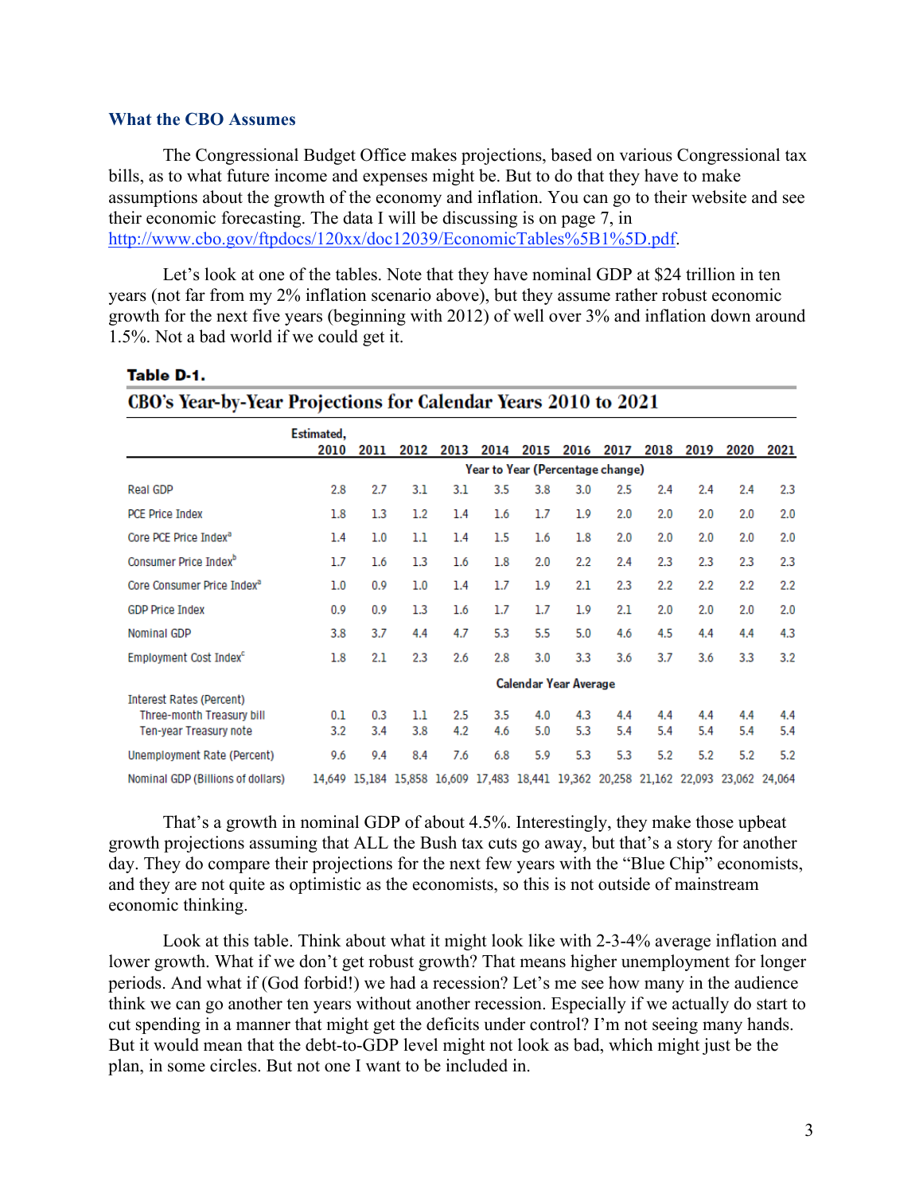### What the CBO Assumes

The Congressional Budget Office makes projections, based on various Congressional tax bills, as to what future income and expenses might be. But to do that they have to make assumptions about the growth of the economy and inflation. You can go to their website and see their economic forecasting. The data I will be discussing is on page 7, in http://www.cbo.gov/ftpdocs/120xx/doc12039/EconomicTables%5B1%5D.pdf.

Let's look at one of the tables. Note that they have nominal GDP at $24 trillion in ten years (not far from my 2% inflation scenario above), but they assume rather robust economic growth for the next five years (beginning with 2012) of well over 3% and inflation down around 1.5%. Not a bad world if we could get it.

**Table D-1.**

**CBO's Year-by-Year Projections for Calendar Years 2010 to 2021**

| | Estimated, 2010 | 2011 | 2012 | 2013 | 2014 | 2015 | 2016 | 2017 | 2018 | 2019 | 2020 | 2021 |
|---|---|---|---|---|---|---|---|---|---|---|---|---|
| | Year to Year (Percentage change) | | | | | | | | | | | |
| Real GDP | 2.8 | 2.7 | 3.1 | 3.1 | 3.5 | 3.8 | 3.0 | 2.5 | 2.4 | 2.4 | 2.4 | 2.3 |
| PCE Price Index | 1.8 | 1.3 | 1.2 | 1.4 | 1.6 | 1.7 | 1.9 | 2.0 | 2.0 | 2.0 | 2.0 | 2.0 |
| Core PCE Price Index[a] | 1.4 | 1.0 | 1.1 | 1.4 | 1.5 | 1.6 | 1.8 | 2.0 | 2.0 | 2.0 | 2.0 | 2.0 |
| Consumer Price Index[b] | 1.7 | 1.6 | 1.3 | 1.6 | 1.8 | 2.0 | 2.2 | 2.4 | 2.3 | 2.3 | 2.3 | 2.3 |
| Core Consumer Price Index[a] | 1.0 | 0.9 | 1.0 | 1.4 | 1.7 | 1.9 | 2.1 | 2.3 | 2.2 | 2.2 | 2.2 | 2.2 |
| GDP Price Index | 0.9 | 0.9 | 1.3 | 1.6 | 1.7 | 1.7 | 1.9 | 2.1 | 2.0 | 2.0 | 2.0 | 2.0 |
| Nominal GDP | 3.8 | 3.7 | 4.4 | 4.7 | 5.3 | 5.5 | 5.0 | 4.6 | 4.5 | 4.4 | 4.4 | 4.3 |
| Employment Cost Index[c] | 1.8 | 2.1 | 2.3 | 2.6 | 2.8 | 3.0 | 3.3 | 3.6 | 3.7 | 3.6 | 3.3 | 3.2 |
| | Calendar Year Average | | | | | | | | | | | |
| Interest Rates (Percent) | | | | | | | | | | | | |
| Three-month Treasury bill | 0.1 | 0.3 | 1.1 | 2.5 | 3.5 | 4.0 | 4.3 | 4.4 | 4.4 | 4.4 | 4.4 | 4.4 |
| Ten-year Treasury note | 3.2 | 3.4 | 3.8 | 4.2 | 4.6 | 5.0 | 5.3 | 5.4 | 5.4 | 5.4 | 5.4 | 5.4 |
| Unemployment Rate (Percent) | 9.6 | 9.4 | 8.4 | 7.6 | 6.8 | 5.9 | 5.3 | 5.3 | 5.2 | 5.2 | 5.2 | 5.2 |
| Nominal GDP (Billions of dollars) | 14,649 | 15,184 | 15,858 | 16,609 | 17,483 | 18,441 | 19,362 | 20,258 | 21,162 | 22,093 | 23,062 | 24,064 |

That's a growth in nominal GDP of about 4.5%. Interestingly, they make those upbeat growth projections assuming that ALL the Bush tax cuts go away, but that's a story for another day. They do compare their projections for the next few years with the "Blue Chip" economists, and they are not quite as optimistic as the economists, so this is not outside of mainstream economic thinking.

Look at this table. Think about what it might look like with 2-3-4% average inflation and lower growth. What if we don't get robust growth? That means higher unemployment for longer periods. And what if (God forbid!) we had a recession? Let's me see how many in the audience think we can go another ten years without another recession. Especially if we actually do start to cut spending in a manner that might get the deficits under control? I'm not seeing many hands. But it would mean that the debt-to-GDP level might not look as bad, which might just be the plan, in some circles. But not one I want to be included in.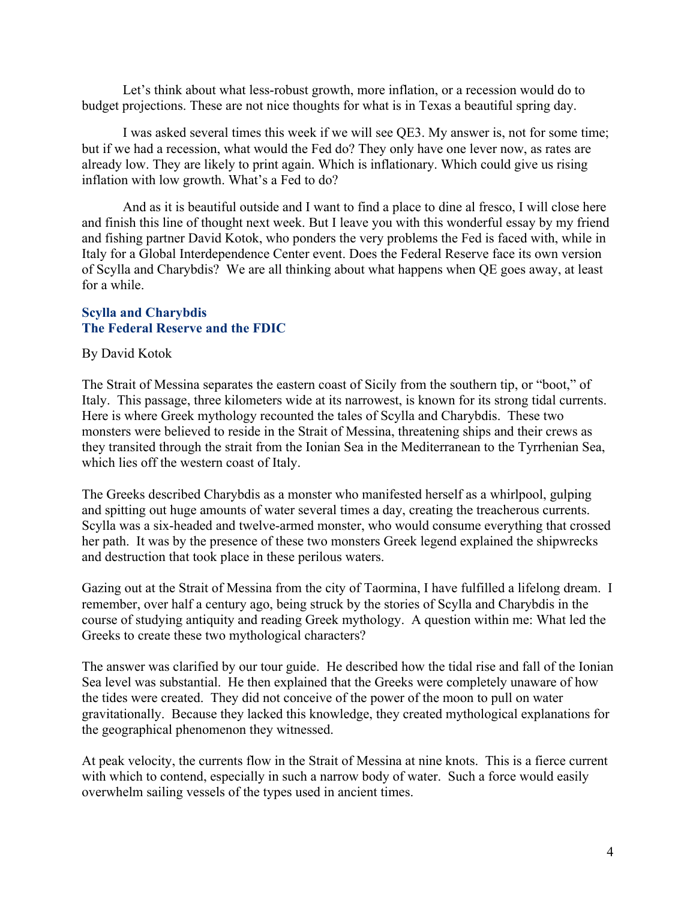Let's think about what less-robust growth, more inflation, or a recession would do to budget projections. These are not nice thoughts for what is in Texas a beautiful spring day.

I was asked several times this week if we will see QE3. My answer is, not for some time; but if we had a recession, what would the Fed do? They only have one lever now, as rates are already low. They are likely to print again. Which is inflationary. Which could give us rising inflation with low growth. What's a Fed to do?

And as it is beautiful outside and I want to find a place to dine al fresco, I will close here and finish this line of thought next week. But I leave you with this wonderful essay by my friend and fishing partner David Kotok, who ponders the very problems the Fed is faced with, while in Italy for a Global Interdependence Center event. Does the Federal Reserve face its own version of Scylla and Charybdis? We are all thinking about what happens when QE goes away, at least for a while.

## Scylla and Charybdis
## The Federal Reserve and the FDIC

By David Kotok

The Strait of Messina separates the eastern coast of Sicily from the southern tip, or "boot," of Italy. This passage, three kilometers wide at its narrowest, is known for its strong tidal currents. Here is where Greek mythology recounted the tales of Scylla and Charybdis. These two monsters were believed to reside in the Strait of Messina, threatening ships and their crews as they transited through the strait from the Ionian Sea in the Mediterranean to the Tyrrhenian Sea, which lies off the western coast of Italy.

The Greeks described Charybdis as a monster who manifested herself as a whirlpool, gulping and spitting out huge amounts of water several times a day, creating the treacherous currents. Scylla was a six-headed and twelve-armed monster, who would consume everything that crossed her path. It was by the presence of these two monsters Greek legend explained the shipwrecks and destruction that took place in these perilous waters.

Gazing out at the Strait of Messina from the city of Taormina, I have fulfilled a lifelong dream. I remember, over half a century ago, being struck by the stories of Scylla and Charybdis in the course of studying antiquity and reading Greek mythology. A question within me: What led the Greeks to create these two mythological characters?

The answer was clarified by our tour guide. He described how the tidal rise and fall of the Ionian Sea level was substantial. He then explained that the Greeks were completely unaware of how the tides were created. They did not conceive of the power of the moon to pull on water gravitationally. Because they lacked this knowledge, they created mythological explanations for the geographical phenomenon they witnessed.

At peak velocity, the currents flow in the Strait of Messina at nine knots. This is a fierce current with which to contend, especially in such a narrow body of water. Such a force would easily overwhelm sailing vessels of the types used in ancient times.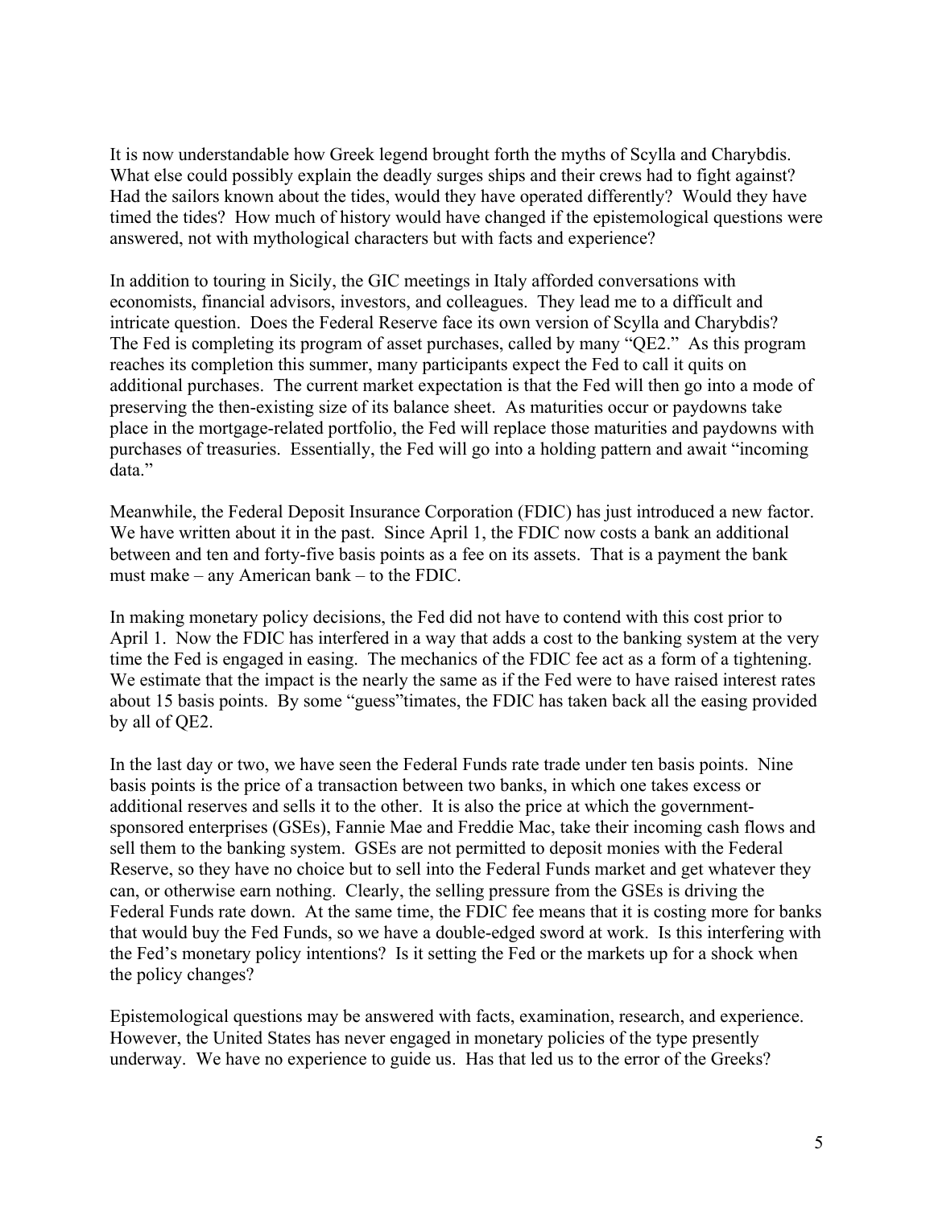It is now understandable how Greek legend brought forth the myths of Scylla and Charybdis. What else could possibly explain the deadly surges ships and their crews had to fight against? Had the sailors known about the tides, would they have operated differently? Would they have timed the tides? How much of history would have changed if the epistemological questions were answered, not with mythological characters but with facts and experience?

In addition to touring in Sicily, the GIC meetings in Italy afforded conversations with economists, financial advisors, investors, and colleagues. They lead me to a difficult and intricate question. Does the Federal Reserve face its own version of Scylla and Charybdis? The Fed is completing its program of asset purchases, called by many "QE2." As this program reaches its completion this summer, many participants expect the Fed to call it quits on additional purchases. The current market expectation is that the Fed will then go into a mode of preserving the then-existing size of its balance sheet. As maturities occur or paydowns take place in the mortgage-related portfolio, the Fed will replace those maturities and paydowns with purchases of treasuries. Essentially, the Fed will go into a holding pattern and await "incoming data."

Meanwhile, the Federal Deposit Insurance Corporation (FDIC) has just introduced a new factor. We have written about it in the past. Since April 1, the FDIC now costs a bank an additional between and ten and forty-five basis points as a fee on its assets. That is a payment the bank must make – any American bank – to the FDIC.

In making monetary policy decisions, the Fed did not have to contend with this cost prior to April 1. Now the FDIC has interfered in a way that adds a cost to the banking system at the very time the Fed is engaged in easing. The mechanics of the FDIC fee act as a form of a tightening. We estimate that the impact is the nearly the same as if the Fed were to have raised interest rates about 15 basis points. By some "guess"timates, the FDIC has taken back all the easing provided by all of QE2.

In the last day or two, we have seen the Federal Funds rate trade under ten basis points. Nine basis points is the price of a transaction between two banks, in which one takes excess or additional reserves and sells it to the other. It is also the price at which the government-sponsored enterprises (GSEs), Fannie Mae and Freddie Mac, take their incoming cash flows and sell them to the banking system. GSEs are not permitted to deposit monies with the Federal Reserve, so they have no choice but to sell into the Federal Funds market and get whatever they can, or otherwise earn nothing. Clearly, the selling pressure from the GSEs is driving the Federal Funds rate down. At the same time, the FDIC fee means that it is costing more for banks that would buy the Fed Funds, so we have a double-edged sword at work. Is this interfering with the Fed's monetary policy intentions? Is it setting the Fed or the markets up for a shock when the policy changes?

Epistemological questions may be answered with facts, examination, research, and experience. However, the United States has never engaged in monetary policies of the type presently underway. We have no experience to guide us. Has that led us to the error of the Greeks?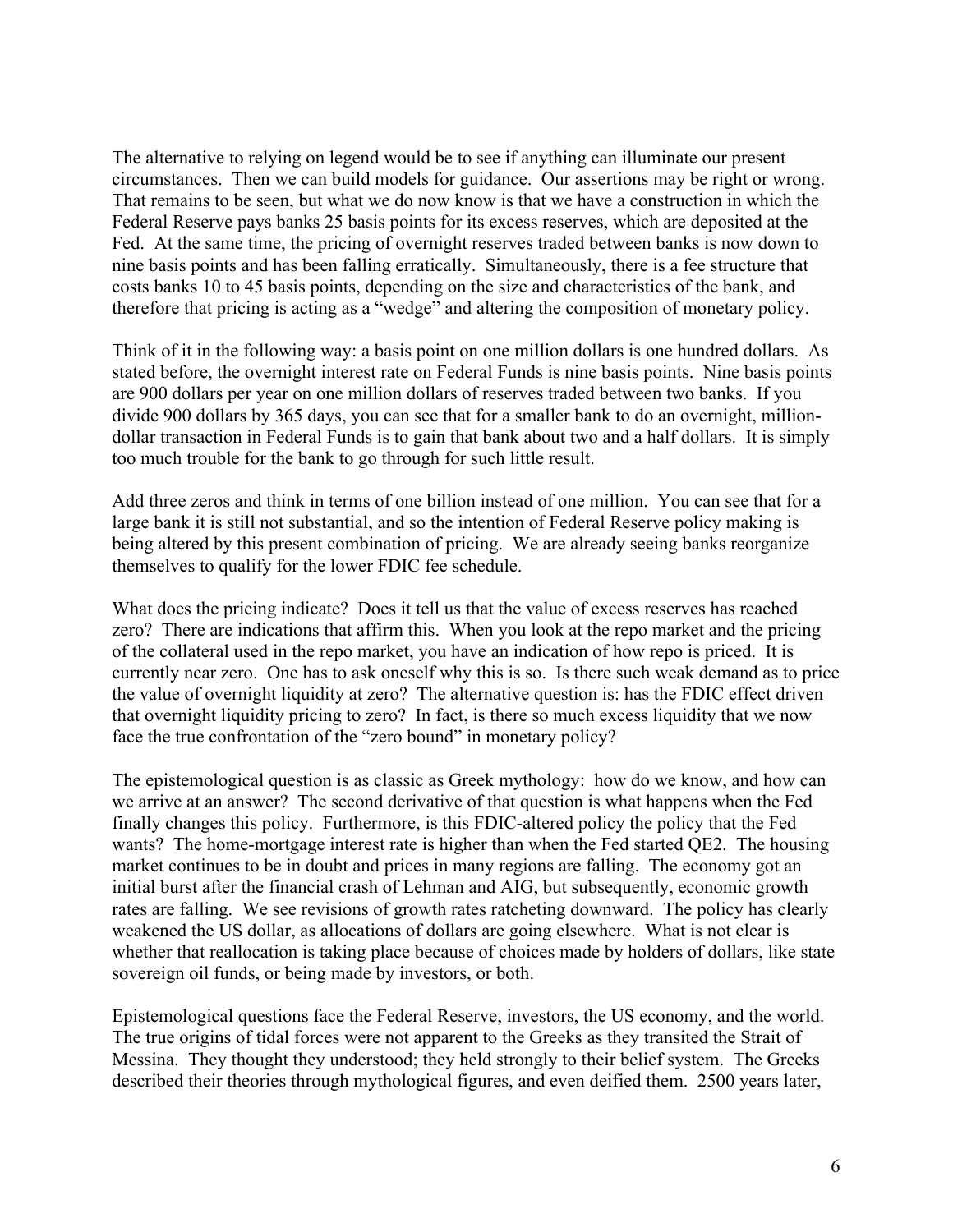The alternative to relying on legend would be to see if anything can illuminate our present circumstances. Then we can build models for guidance. Our assertions may be right or wrong. That remains to be seen, but what we do now know is that we have a construction in which the Federal Reserve pays banks 25 basis points for its excess reserves, which are deposited at the Fed. At the same time, the pricing of overnight reserves traded between banks is now down to nine basis points and has been falling erratically. Simultaneously, there is a fee structure that costs banks 10 to 45 basis points, depending on the size and characteristics of the bank, and therefore that pricing is acting as a "wedge" and altering the composition of monetary policy.

Think of it in the following way: a basis point on one million dollars is one hundred dollars. As stated before, the overnight interest rate on Federal Funds is nine basis points. Nine basis points are 900 dollars per year on one million dollars of reserves traded between two banks. If you divide 900 dollars by 365 days, you can see that for a smaller bank to do an overnight, million-dollar transaction in Federal Funds is to gain that bank about two and a half dollars. It is simply too much trouble for the bank to go through for such little result.

Add three zeros and think in terms of one billion instead of one million. You can see that for a large bank it is still not substantial, and so the intention of Federal Reserve policy making is being altered by this present combination of pricing. We are already seeing banks reorganize themselves to qualify for the lower FDIC fee schedule.

What does the pricing indicate? Does it tell us that the value of excess reserves has reached zero? There are indications that affirm this. When you look at the repo market and the pricing of the collateral used in the repo market, you have an indication of how repo is priced. It is currently near zero. One has to ask oneself why this is so. Is there such weak demand as to price the value of overnight liquidity at zero? The alternative question is: has the FDIC effect driven that overnight liquidity pricing to zero? In fact, is there so much excess liquidity that we now face the true confrontation of the "zero bound" in monetary policy?

The epistemological question is as classic as Greek mythology: how do we know, and how can we arrive at an answer? The second derivative of that question is what happens when the Fed finally changes this policy. Furthermore, is this FDIC-altered policy the policy that the Fed wants? The home-mortgage interest rate is higher than when the Fed started QE2. The housing market continues to be in doubt and prices in many regions are falling. The economy got an initial burst after the financial crash of Lehman and AIG, but subsequently, economic growth rates are falling. We see revisions of growth rates ratcheting downward. The policy has clearly weakened the US dollar, as allocations of dollars are going elsewhere. What is not clear is whether that reallocation is taking place because of choices made by holders of dollars, like state sovereign oil funds, or being made by investors, or both.

Epistemological questions face the Federal Reserve, investors, the US economy, and the world. The true origins of tidal forces were not apparent to the Greeks as they transited the Strait of Messina. They thought they understood; they held strongly to their belief system. The Greeks described their theories through mythological figures, and even deified them. 2500 years later,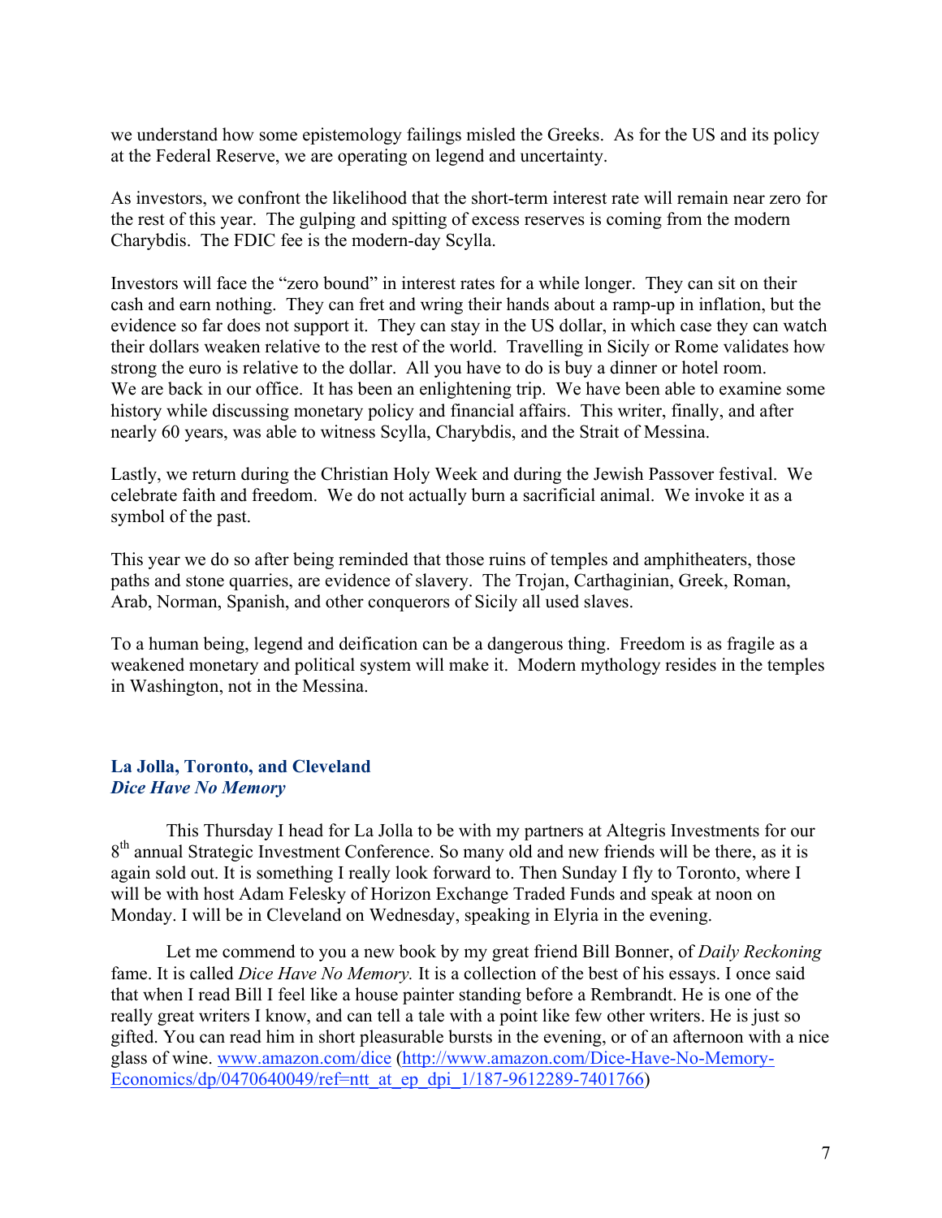we understand how some epistemology failings misled the Greeks. As for the US and its policy at the Federal Reserve, we are operating on legend and uncertainty.

As investors, we confront the likelihood that the short-term interest rate will remain near zero for the rest of this year. The gulping and spitting of excess reserves is coming from the modern Charybdis. The FDIC fee is the modern-day Scylla.

Investors will face the "zero bound" in interest rates for a while longer. They can sit on their cash and earn nothing. They can fret and wring their hands about a ramp-up in inflation, but the evidence so far does not support it. They can stay in the US dollar, in which case they can watch their dollars weaken relative to the rest of the world. Travelling in Sicily or Rome validates how strong the euro is relative to the dollar. All you have to do is buy a dinner or hotel room. We are back in our office. It has been an enlightening trip. We have been able to examine some history while discussing monetary policy and financial affairs. This writer, finally, and after nearly 60 years, was able to witness Scylla, Charybdis, and the Strait of Messina.

Lastly, we return during the Christian Holy Week and during the Jewish Passover festival. We celebrate faith and freedom. We do not actually burn a sacrificial animal. We invoke it as a symbol of the past.

This year we do so after being reminded that those ruins of temples and amphitheaters, those paths and stone quarries, are evidence of slavery. The Trojan, Carthaginian, Greek, Roman, Arab, Norman, Spanish, and other conquerors of Sicily all used slaves.

To a human being, legend and deification can be a dangerous thing. Freedom is as fragile as a weakened monetary and political system will make it. Modern mythology resides in the temples in Washington, not in the Messina.

### La Jolla, Toronto, and Cleveland
### *Dice Have No Memory*

This Thursday I head for La Jolla to be with my partners at Altegris Investments for our 8th annual Strategic Investment Conference. So many old and new friends will be there, as it is again sold out. It is something I really look forward to. Then Sunday I fly to Toronto, where I will be with host Adam Felesky of Horizon Exchange Traded Funds and speak at noon on Monday. I will be in Cleveland on Wednesday, speaking in Elyria in the evening.

Let me commend to you a new book by my great friend Bill Bonner, of *Daily Reckoning* fame. It is called *Dice Have No Memory.* It is a collection of the best of his essays. I once said that when I read Bill I feel like a house painter standing before a Rembrandt. He is one of the really great writers I know, and can tell a tale with a point like few other writers. He is just so gifted. You can read him in short pleasurable bursts in the evening, or of an afternoon with a nice glass of wine. www.amazon.com/dice (http://www.amazon.com/Dice-Have-No-Memory-Economics/dp/0470640049/ref=ntt_at_ep_dpi_1/187-9612289-7401766)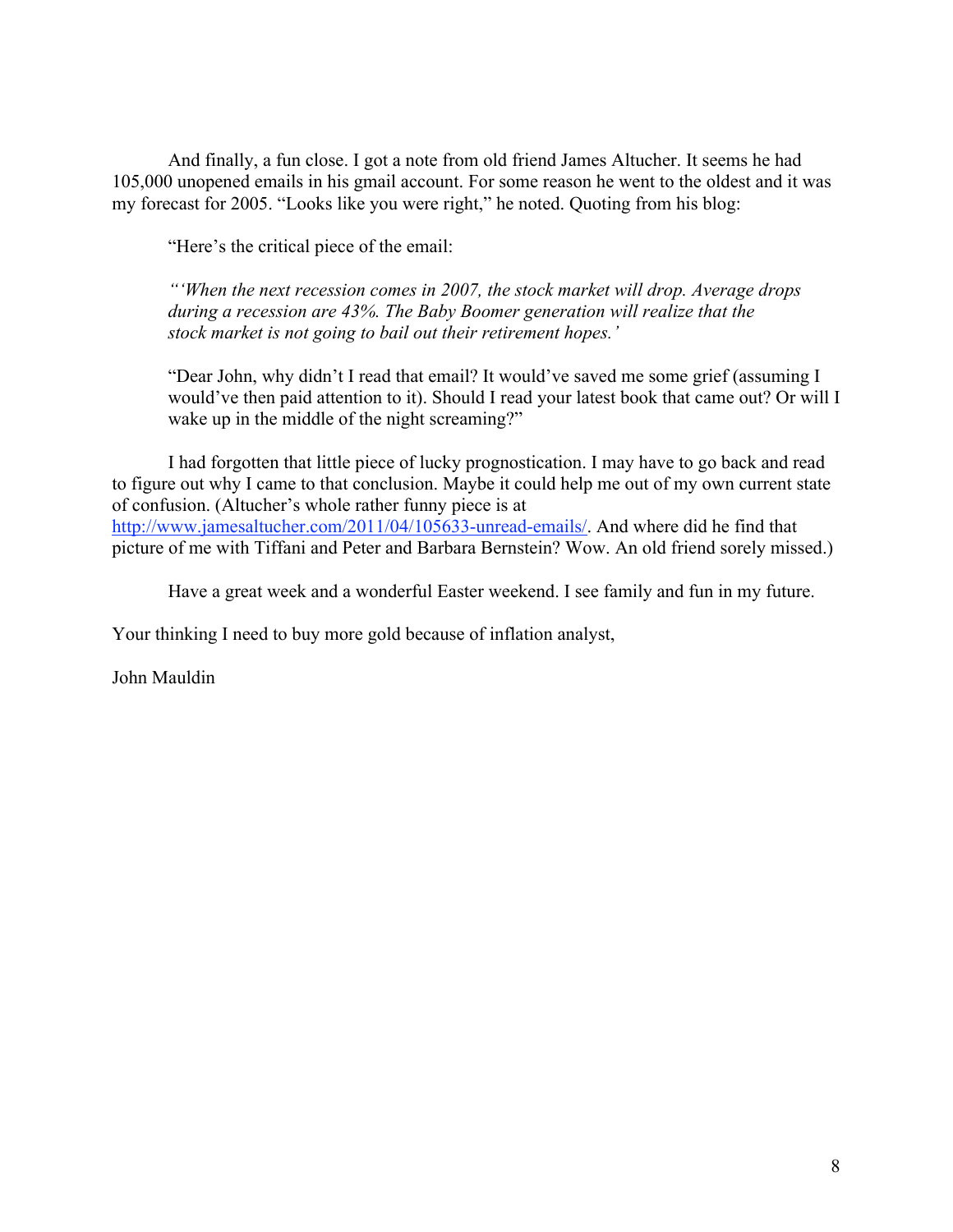And finally, a fun close. I got a note from old friend James Altucher. It seems he had 105,000 unopened emails in his gmail account. For some reason he went to the oldest and it was my forecast for 2005. "Looks like you were right," he noted. Quoting from his blog:

> "Here's the critical piece of the email:
>
> *"'When the next recession comes in 2007, the stock market will drop. Average drops during a recession are 43%. The Baby Boomer generation will realize that the stock market is not going to bail out their retirement hopes.'*
>
> "Dear John, why didn't I read that email? It would've saved me some grief (assuming I would've then paid attention to it). Should I read your latest book that came out? Or will I wake up in the middle of the night screaming?"

I had forgotten that little piece of lucky prognostication. I may have to go back and read to figure out why I came to that conclusion. Maybe it could help me out of my own current state of confusion. (Altucher's whole rather funny piece is at http://www.jamesaltucher.com/2011/04/105633-unread-emails/. And where did he find that picture of me with Tiffani and Peter and Barbara Bernstein? Wow. An old friend sorely missed.)

Have a great week and a wonderful Easter weekend. I see family and fun in my future.

Your thinking I need to buy more gold because of inflation analyst,

John Mauldin